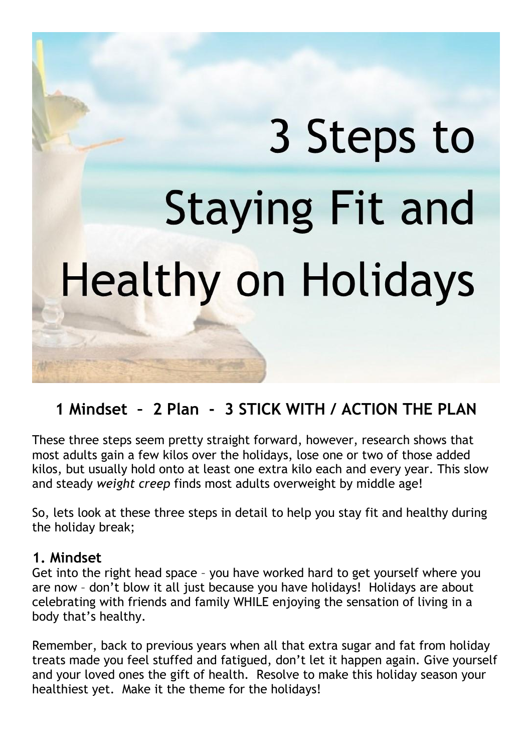# 3 Steps to Staying Fit and Healthy on Holidays

## 1 Mindset – 2 Plan - 3 STICK WITH / ACTION THE PLAN

These three steps seem pretty straight forward, however, research shows that most adults gain a few kilos over the holidays, lose one or two of those added kilos, but usually hold onto at least one extra kilo each and every year. This slow and steady *weight creep* finds most adults overweight by middle age!

So, lets look at these three steps in detail to help you stay fit and healthy during the holiday break;

### 1. Mindset

Get into the right head space – you have worked hard to get yourself where you are now – don't blow it all just because you have holidays! Holidays are about celebrating with friends and family WHILE enjoying the sensation of living in a body that's healthy.

Remember, back to previous years when all that extra sugar and fat from holiday treats made you feel stuffed and fatigued, don't let it happen again. Give yourself and your loved ones the gift of health. Resolve to make this holiday season your healthiest yet. Make it the theme for the holidays!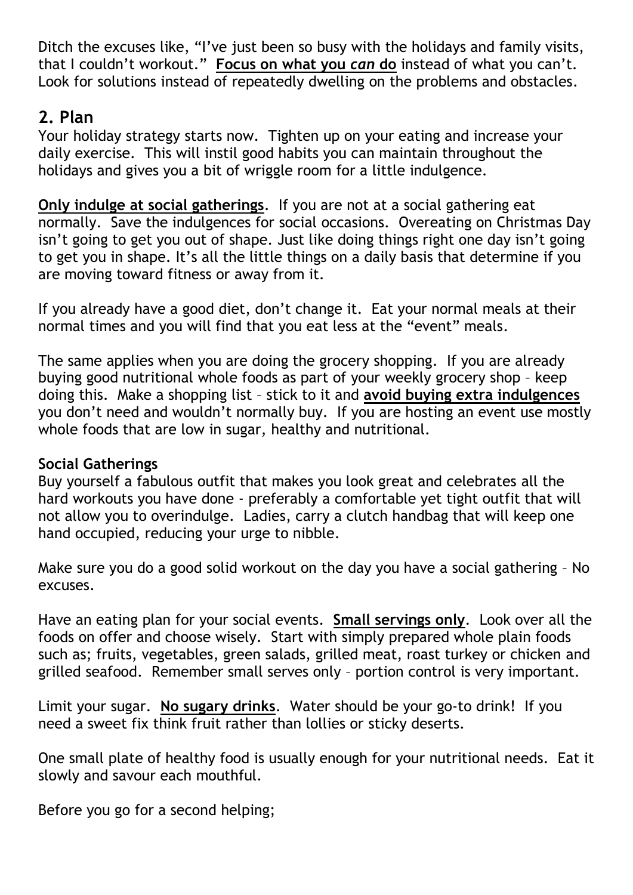Ditch the excuses like, "I've just been so busy with the holidays and family visits, that I couldn't workout." **Focus on what you *can* do** instead of what you can't. Look for solutions instead of repeatedly dwelling on the problems and obstacles.

## 2. Plan

Your holiday strategy starts now. Tighten up on your eating and increase your daily exercise. This will instil good habits you can maintain throughout the holidays and gives you a bit of wriggle room for a little indulgence.

**Only indulge at social gatherings**. If you are not at a social gathering eat normally. Save the indulgences for social occasions. Overeating on Christmas Day isn't going to get you out of shape. Just like doing things right one day isn't going to get you in shape. It's all the little things on a daily basis that determine if you are moving toward fitness or away from it.

If you already have a good diet, don't change it. Eat your normal meals at their normal times and you will find that you eat less at the "event" meals.

The same applies when you are doing the grocery shopping. If you are already buying good nutritional whole foods as part of your weekly grocery shop – keep doing this. Make a shopping list – stick to it and **avoid buying extra indulgences** you don't need and wouldn't normally buy. If you are hosting an event use mostly whole foods that are low in sugar, healthy and nutritional.

**Social Gatherings**

Buy yourself a fabulous outfit that makes you look great and celebrates all the hard workouts you have done - preferably a comfortable yet tight outfit that will not allow you to overindulge. Ladies, carry a clutch handbag that will keep one hand occupied, reducing your urge to nibble.

Make sure you do a good solid workout on the day you have a social gathering – No excuses.

Have an eating plan for your social events. **Small servings only**. Look over all the foods on offer and choose wisely. Start with simply prepared whole plain foods such as; fruits, vegetables, green salads, grilled meat, roast turkey or chicken and grilled seafood. Remember small serves only – portion control is very important.

Limit your sugar. **No sugary drinks**. Water should be your go-to drink! If you need a sweet fix think fruit rather than lollies or sticky deserts.

One small plate of healthy food is usually enough for your nutritional needs. Eat it slowly and savour each mouthful.

Before you go for a second helping;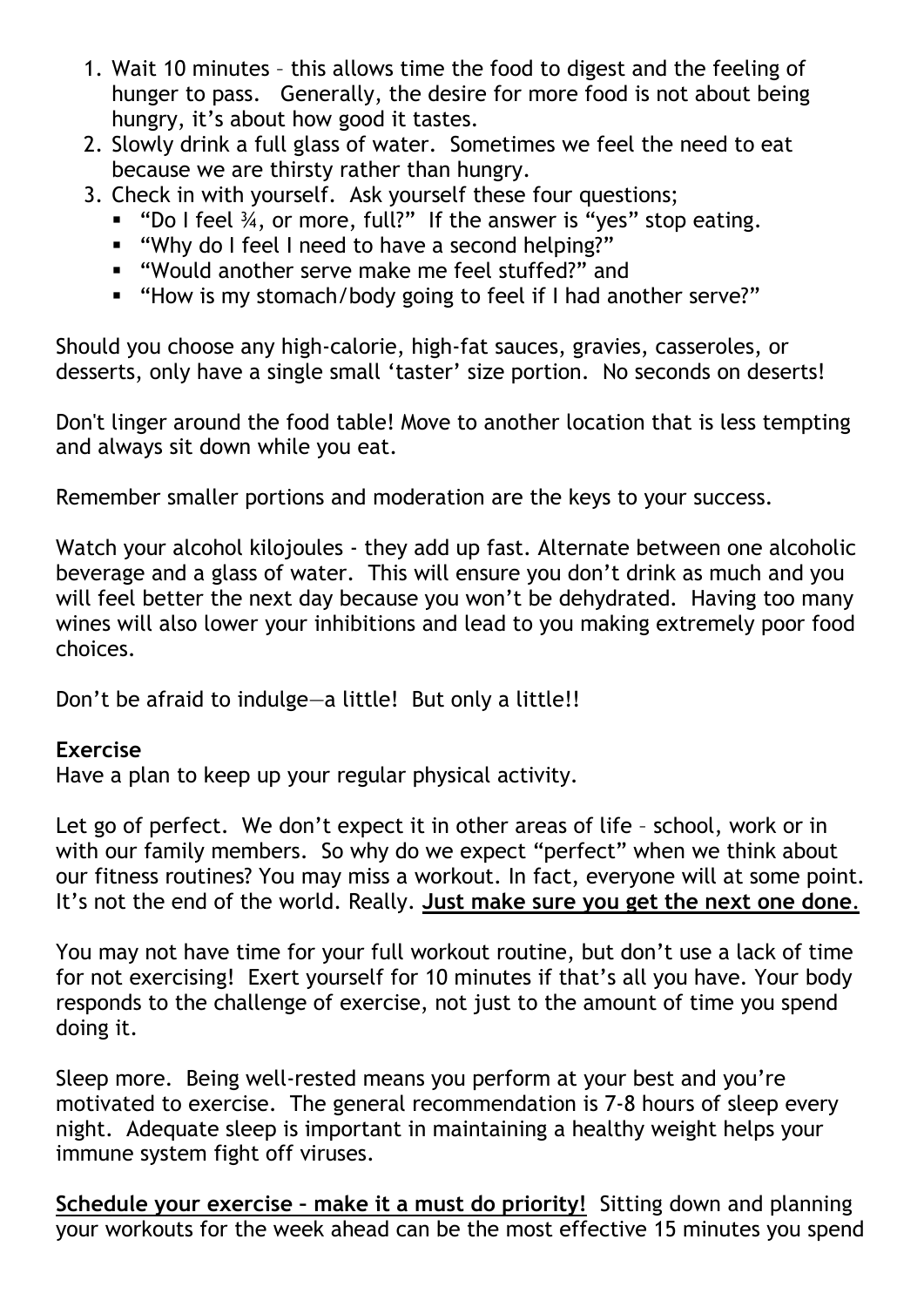1. Wait 10 minutes – this allows time the food to digest and the feeling of hunger to pass. Generally, the desire for more food is not about being hungry, it's about how good it tastes.
2. Slowly drink a full glass of water. Sometimes we feel the need to eat because we are thirsty rather than hungry.
3. Check in with yourself. Ask yourself these four questions;
   - "Do I feel ¾, or more, full?" If the answer is "yes" stop eating.
   - "Why do I feel I need to have a second helping?"
   - "Would another serve make me feel stuffed?" and
   - "How is my stomach/body going to feel if I had another serve?"

Should you choose any high-calorie, high-fat sauces, gravies, casseroles, or desserts, only have a single small 'taster' size portion. No seconds on deserts!

Don't linger around the food table! Move to another location that is less tempting and always sit down while you eat.

Remember smaller portions and moderation are the keys to your success.

Watch your alcohol kilojoules - they add up fast. Alternate between one alcoholic beverage and a glass of water. This will ensure you don't drink as much and you will feel better the next day because you won't be dehydrated. Having too many wines will also lower your inhibitions and lead to you making extremely poor food choices.

Don't be afraid to indulge—a little! But only a little!!

**Exercise**

Have a plan to keep up your regular physical activity.

Let go of perfect. We don't expect it in other areas of life – school, work or in with our family members. So why do we expect "perfect" when we think about our fitness routines? You may miss a workout. In fact, everyone will at some point. It's not the end of the world. Really. **Just make sure you get the next one done**.

You may not have time for your full workout routine, but don't use a lack of time for not exercising! Exert yourself for 10 minutes if that's all you have. Your body responds to the challenge of exercise, not just to the amount of time you spend doing it.

Sleep more. Being well-rested means you perform at your best and you're motivated to exercise. The general recommendation is 7-8 hours of sleep every night. Adequate sleep is important in maintaining a healthy weight helps your immune system fight off viruses.

**Schedule your exercise – make it a must do priority!** Sitting down and planning your workouts for the week ahead can be the most effective 15 minutes you spend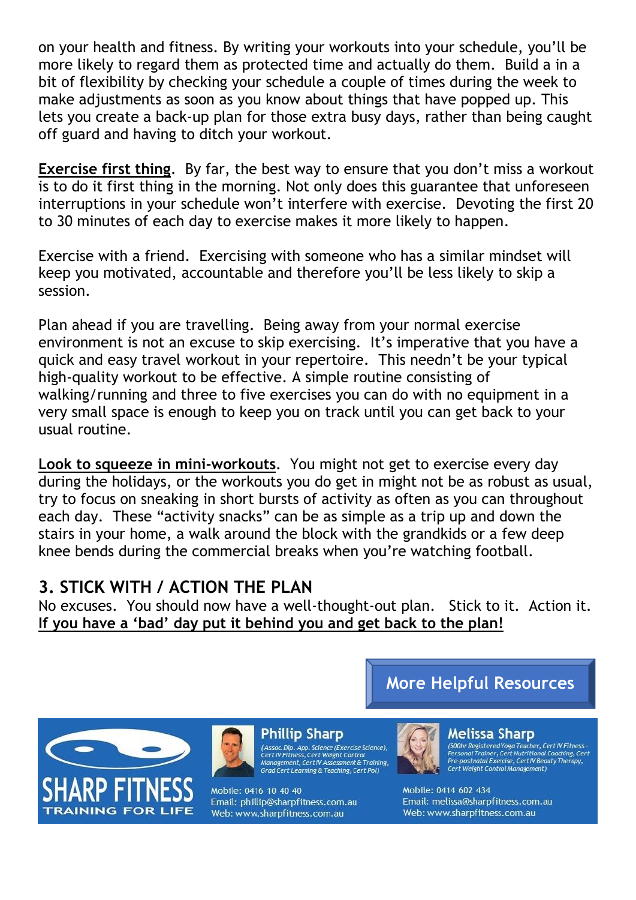on your health and fitness. By writing your workouts into your schedule, you'll be more likely to regard them as protected time and actually do them. Build a in a bit of flexibility by checking your schedule a couple of times during the week to make adjustments as soon as you know about things that have popped up. This lets you create a back-up plan for those extra busy days, rather than being caught off guard and having to ditch your workout.

**Exercise first thing**. By far, the best way to ensure that you don't miss a workout is to do it first thing in the morning. Not only does this guarantee that unforeseen interruptions in your schedule won't interfere with exercise. Devoting the first 20 to 30 minutes of each day to exercise makes it more likely to happen.

Exercise with a friend. Exercising with someone who has a similar mindset will keep you motivated, accountable and therefore you'll be less likely to skip a session.

Plan ahead if you are travelling. Being away from your normal exercise environment is not an excuse to skip exercising. It's imperative that you have a quick and easy travel workout in your repertoire. This needn't be your typical high-quality workout to be effective. A simple routine consisting of walking/running and three to five exercises you can do with no equipment in a very small space is enough to keep you on track until you can get back to your usual routine.

**Look to squeeze in mini-workouts**. You might not get to exercise every day during the holidays, or the workouts you do get in might not be as robust as usual, try to focus on sneaking in short bursts of activity as often as you can throughout each day. These "activity snacks" can be as simple as a trip up and down the stairs in your home, a walk around the block with the grandkids or a few deep knee bends during the commercial breaks when you're watching football.

## 3. STICK WITH / ACTION THE PLAN

No excuses. You should now have a well-thought-out plan. Stick to it. Action it. **If you have a 'bad' day put it behind you and get back to the plan!**

More Helpful Resources

SHARP FITNESS
TRAINING FOR LIFE

**Phillip Sharp**
*(Assoc Dip. App. Science (Exercise Science), Cert IV Fitness, Cert Weight Control Management, Cert IV Assessment & Training, Grad Cert Learning & Teaching, Cert Pol)*

Mobile: 0416 10 40 40
Email: phillip@sharpfitness.com.au
Web: www.sharpfitness.com.au

**Melissa Sharp**
*(500hr Registered Yoga Teacher, Cert IV Fitness - Personal Trainer, Cert Nutritional Coaching, Cert Pre-postnatal Exercise, Cert IV Beauty Therapy, Cert Weight Control Management)*

Mobile: 0414 602 434
Email: melissa@sharpfitness.com.au
Web: www.sharpfitness.com.au